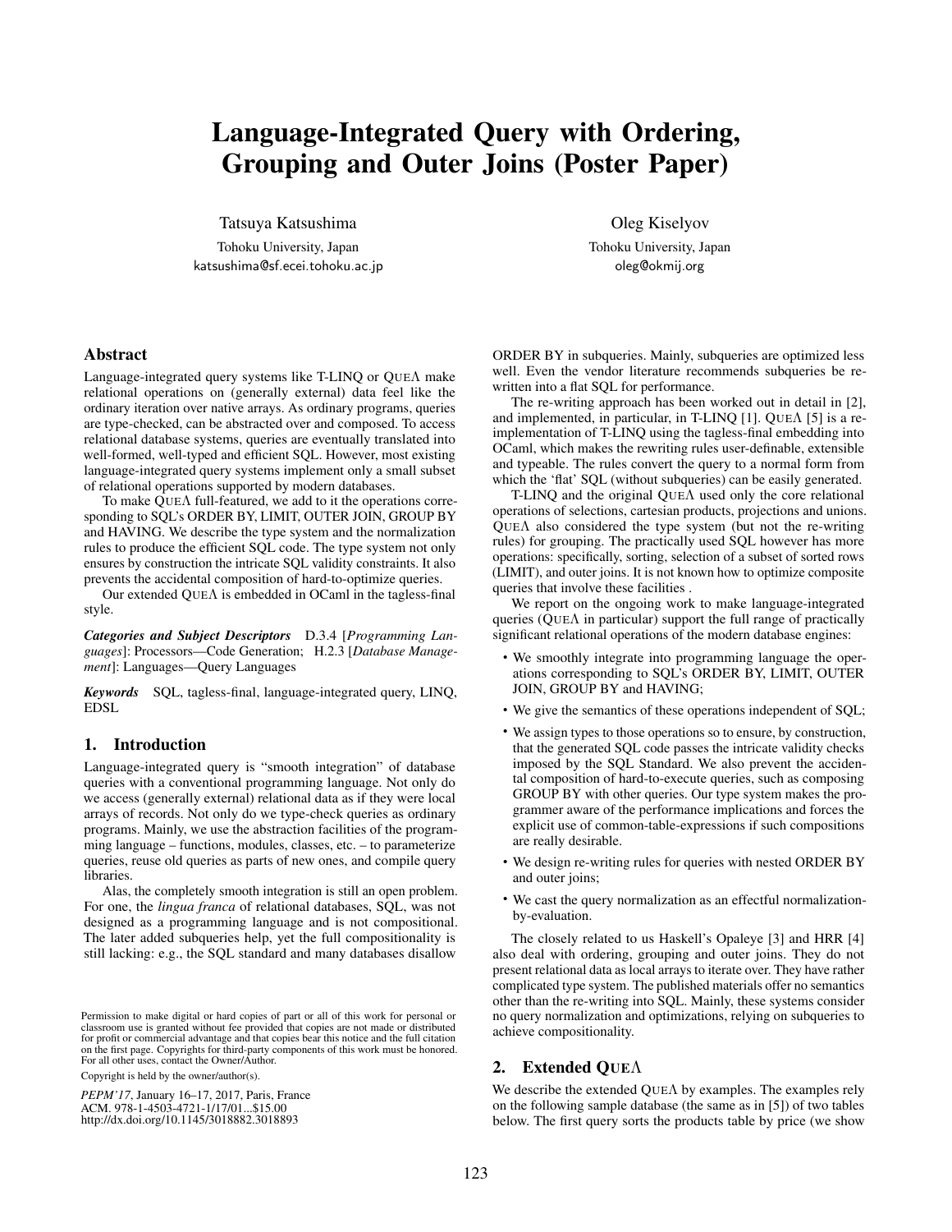# Language-Integrated Query with Ordering, Grouping and Outer Joins (Poster Paper)

Tatsuya Katsushima
Tohoku University, Japan
katsushima@sf.ecei.tohoku.ac.jp

Oleg Kiselyov
Tohoku University, Japan
oleg@okmij.org

## Abstract

Language-integrated query systems like T-LINQ or QUEΛ make relational operations on (generally external) data feel like the ordinary iteration over native arrays. As ordinary programs, queries are type-checked, can be abstracted over and composed. To access relational database systems, queries are eventually translated into well-formed, well-typed and efficient SQL. However, most existing language-integrated query systems implement only a small subset of relational operations supported by modern databases.

To make QUEΛ full-featured, we add to it the operations corresponding to SQL's ORDER BY, LIMIT, OUTER JOIN, GROUP BY and HAVING. We describe the type system and the normalization rules to produce the efficient SQL code. The type system not only ensures by construction the intricate SQL validity constraints. It also prevents the accidental composition of hard-to-optimize queries.

Our extended QUEΛ is embedded in OCaml in the tagless-final style.

***Categories and Subject Descriptors*** D.3.4 [*Programming Languages*]: Processors—Code Generation; H.2.3 [*Database Management*]: Languages—Query Languages

***Keywords*** SQL, tagless-final, language-integrated query, LINQ, EDSL

## 1. Introduction

Language-integrated query is "smooth integration" of database queries with a conventional programming language. Not only do we access (generally external) relational data as if they were local arrays of records. Not only do we type-check queries as ordinary programs. Mainly, we use the abstraction facilities of the programming language – functions, modules, classes, etc. – to parameterize queries, reuse old queries as parts of new ones, and compile query libraries.

Alas, the completely smooth integration is still an open problem. For one, the *lingua franca* of relational databases, SQL, was not designed as a programming language and is not compositional. The later added subqueries help, yet the full compositionality is still lacking: e.g., the SQL standard and many databases disallow ORDER BY in subqueries. Mainly, subqueries are optimized less well. Even the vendor literature recommends subqueries be re-written into a flat SQL for performance.

The re-writing approach has been worked out in detail in [2], and implemented, in particular, in T-LINQ [1]. QUEΛ [5] is a re-implementation of T-LINQ using the tagless-final embedding into OCaml, which makes the rewriting rules user-definable, extensible and typeable. The rules convert the query to a normal form from which the 'flat' SQL (without subqueries) can be easily generated.

T-LINQ and the original QUEΛ used only the core relational operations of selections, cartesian products, projections and unions. QUEΛ also considered the type system (but not the re-writing rules) for grouping. The practically used SQL however has more operations: specifically, sorting, selection of a subset of sorted rows (LIMIT), and outer joins. It is not known how to optimize composite queries that involve these facilities .

We report on the ongoing work to make language-integrated queries (QUEΛ in particular) support the full range of practically significant relational operations of the modern database engines:

- We smoothly integrate into programming language the operations corresponding to SQL's ORDER BY, LIMIT, OUTER JOIN, GROUP BY and HAVING;
- We give the semantics of these operations independent of SQL;
- We assign types to those operations so to ensure, by construction, that the generated SQL code passes the intricate validity checks imposed by the SQL Standard. We also prevent the accidental composition of hard-to-execute queries, such as composing GROUP BY with other queries. Our type system makes the programmer aware of the performance implications and forces the explicit use of common-table-expressions if such compositions are really desirable.
- We design re-writing rules for queries with nested ORDER BY and outer joins;
- We cast the query normalization as an effectful normalization-by-evaluation.

The closely related to us Haskell's Opaleye [3] and HRR [4] also deal with ordering, grouping and outer joins. They do not present relational data as local arrays to iterate over. They have rather complicated type system. The published materials offer no semantics other than the re-writing into SQL. Mainly, these systems consider no query normalization and optimizations, relying on subqueries to achieve compositionality.

## 2. Extended QUEΛ

We describe the extended QUEΛ by examples. The examples rely on the following sample database (the same as in [5]) of two tables below. The first query sorts the products table by price (we show

Permission to make digital or hard copies of part or all of this work for personal or classroom use is granted without fee provided that copies are not made or distributed for profit or commercial advantage and that copies bear this notice and the full citation on the first page. Copyrights for third-party components of this work must be honored. For all other uses, contact the Owner/Author.

Copyright is held by the owner/author(s).

*PEPM'17*, January 16–17, 2017, Paris, France
ACM. 978-1-4503-4721-1/17/01...$15.00
http://dx.doi.org/10.1145/3018882.3018893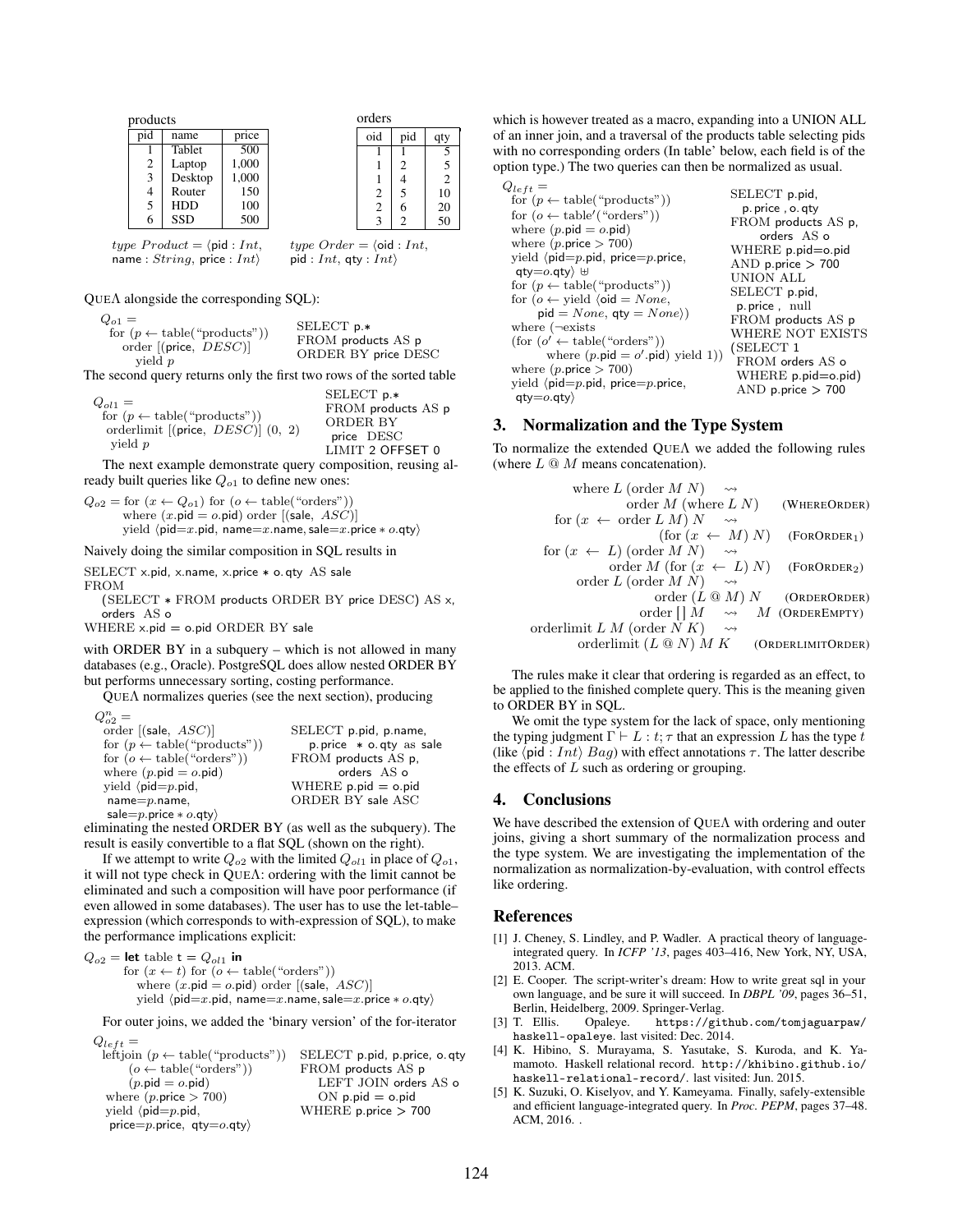products

| pid | name | price |
|---|---|---|
| 1 | Tablet | 500 |
| 2 | Laptop | 1,000 |
| 3 | Desktop | 1,000 |
| 4 | Router | 150 |
| 5 | HDD | 100 |
| 6 | SSD | 500 |

orders

| oid | pid | qty |
|---|---|---|
| 1 | 1 | 5 |
| 1 | 2 | 5 |
| 1 | 4 | 2 |
| 2 | 5 | 10 |
| 2 | 6 | 20 |
| 3 | 2 | 50 |

$type\ Product = \langle \mathsf{pid} : Int,$ $\mathsf{name} : String,\ \mathsf{price} : Int\rangle$ $\quad type\ Order = \langle \mathsf{oid} : Int,$ $\mathsf{pid} : Int,\ \mathsf{qty} : Int\rangle$

QUEΛ alongside the corresponding SQL):

```
Q_o1 =
  for (p ← table("products"))
    order [(price, DESC)]
      yield p
```

```
SELECT p.*
FROM products AS p
ORDER BY price DESC
```

The second query returns only the first two rows of the sorted table

```
Q_ol1 =
 for (p ← table("products"))
  orderlimit [(price, DESC)] (0, 2)
   yield p
```

```
SELECT p.*
FROM products AS p
ORDER BY
 price DESC
LIMIT 2 OFFSET 0
```

The next example demonstrate query composition, reusing already built queries like $Q_{o1}$ to define new ones:

```
Q_o2 = for (x ← Q_o1) for (o ← table("orders"))
       where (x.pid = o.pid) order [(sale, ASC)]
       yield ⟨pid=x.pid, name=x.name, sale=x.price * o.qty⟩
```

Naively doing the similar composition in SQL results in

```
SELECT x.pid, x.name, x.price * o.qty AS sale
FROM
  (SELECT * FROM products ORDER BY price DESC) AS x,
  orders AS o
WHERE x.pid = o.pid ORDER BY sale
```

with ORDER BY in a subquery – which is not allowed in many databases (e.g., Oracle). PostgreSQL does allow nested ORDER BY but performs unnecessary sorting, costing performance.

QUEΛ normalizes queries (see the next section), producing

```
Q^n_o2 =
 order [(sale, ASC)]
 for (p ← table("products"))
 for (o ← table("orders"))
 where (p.pid = o.pid)
 yield ⟨pid=p.pid,
  name=p.name,
  sale=p.price * o.qty⟩
```

```
SELECT p.pid, p.name,
   p.price * o.qty as sale
FROM products AS p,
        orders AS o
WHERE p.pid = o.pid
ORDER BY sale ASC
```

eliminating the nested ORDER BY (as well as the subquery). The result is easily convertible to a flat SQL (shown on the right).

If we attempt to write $Q_{o2}$ with the limited $Q_{ol1}$ in place of $Q_{o1}$, it will not type check in QUEΛ: ordering with the limit cannot be eliminated and such a composition will have poor performance (if even allowed in some databases). The user has to use the let-table–expression (which corresponds to with-expression of SQL), to make the performance implications explicit:

```
Q_o2 = let table t = Q_ol1 in
       for (x ← t) for (o ← table("orders"))
         where (x.pid = o.pid) order [(sale, ASC)]
         yield ⟨pid=x.pid, name=x.name, sale=x.price * o.qty⟩
```

For outer joins, we added the 'binary version' of the for-iterator

```
Q_left =
 leftjoin (p ← table("products"))
      (o ← table("orders"))
      (p.pid = o.pid)
 where (p.price > 700)
 yield ⟨pid=p.pid,
  price=p.price, qty=o.qty⟩
```

```
SELECT p.pid, p.price, o.qty
FROM products AS p
     LEFT JOIN orders AS o
     ON p.pid = o.pid
WHERE p.price > 700
```

which is however treated as a macro, expanding into a UNION ALL of an inner join, and a traversal of the products table selecting pids with no corresponding orders (In table' below, each field is of the option type.) The two queries can then be normalized as usual.

```
Q_left =
 for (p ← table("products"))
 for (o ← table'("orders"))
 where (p.pid = o.pid)
 where (p.price > 700)
 yield ⟨pid=p.pid, price=p.price,
  qty=o.qty⟩ ⊎
 for (p ← table("products"))
 for (o ← yield ⟨oid = None,
      pid = None, qty = None⟩)
 where (¬exists
 (for (o' ← table("orders"))
      where (p.pid = o'.pid) yield 1))
 where (p.price > 700)
 yield ⟨pid=p.pid, price=p.price,
  qty=o.qty⟩
```

```
SELECT p.pid,
  p.price , o.qty
FROM products AS p,
      orders AS o
WHERE p.pid=o.pid
AND p.price > 700
UNION ALL
SELECT p.pid,
 p.price , null
FROM products AS p
WHERE NOT EXISTS
(SELECT 1
 FROM orders AS o
 WHERE p.pid=o.pid)
 AND p.price > 700
```

## 3. Normalization and the Type System

To normalize the extended QUEΛ we added the following rules (where $L$ @ $M$ means concatenation).

$$
\begin{array}{rr}
\text{where } L \text{ (order } M\ N) \rightsquigarrow \text{order } M \text{ (where } L\ N) & \text{(WHEREORDER)}\\
\text{for } (x \leftarrow \text{order } L\ M)\ N \rightsquigarrow (\text{for } (x \leftarrow M)\ N) & \text{(FORORDER}_1\text{)}\\
\text{for } (x \leftarrow L) \text{ (order } M\ N) \rightsquigarrow \text{order } M \text{ (for } (x \leftarrow L)\ N) & \text{(FORORDER}_2\text{)}\\
\text{order } L \text{ (order } M\ N) \rightsquigarrow \text{order } (L \text{ @ } M)\ N & \text{(ORDERORDER)}\\
\text{order } [\,]\ M \rightsquigarrow M & \text{(ORDEREMPTY)}\\
\text{orderlimit } L\ M \text{ (order } N\ K) \rightsquigarrow \text{orderlimit } (L \text{ @ } N)\ M\ K & \text{(ORDERLIMITORDER)}
\end{array}
$$

The rules make it clear that ordering is regarded as an effect, to be applied to the finished complete query. This is the meaning given to ORDER BY in SQL.

We omit the type system for the lack of space, only mentioning the typing judgment $\Gamma \vdash L : t; \tau$ that an expression $L$ has the type $t$ (like $\langle \mathsf{pid} : Int\rangle\ Bag$) with effect annotations $\tau$. The latter describe the effects of $L$ such as ordering or grouping.

## 4. Conclusions

We have described the extension of QUEΛ with ordering and outer joins, giving a short summary of the normalization process and the type system. We are investigating the implementation of the normalization as normalization-by-evaluation, with control effects like ordering.

## References

[1] J. Cheney, S. Lindley, and P. Wadler. A practical theory of language-integrated query. In *ICFP '13*, pages 403–416, New York, NY, USA, 2013. ACM.

[2] E. Cooper. The script-writer's dream: How to write great sql in your own language, and be sure it will succeed. In *DBPL '09*, pages 36–51, Berlin, Heidelberg, 2009. Springer-Verlag.

[3] T. Ellis. Opaleye. https://github.com/tomjaguarpaw/haskell-opaleye. last visited: Dec. 2014.

[4] K. Hibino, S. Murayama, S. Yasutake, S. Kuroda, and K. Yamamoto. Haskell relational record. http://khibino.github.io/haskell-relational-record/. last visited: Jun. 2015.

[5] K. Suzuki, O. Kiselyov, and Y. Kameyama. Finally, safely-extensible and efficient language-integrated query. In *Proc. PEPM*, pages 37–48. ACM, 2016. .